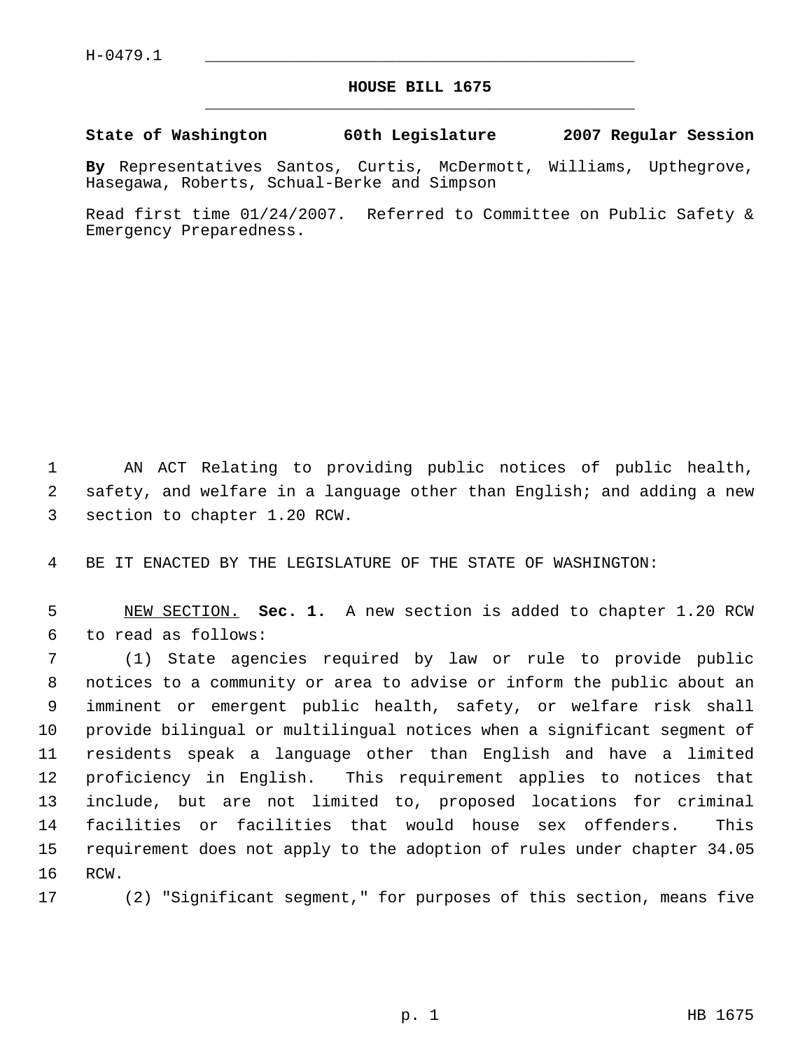H-0479.1

# HOUSE BILL 1675

**State of Washington 60th Legislature 2007 Regular Session**

**By** Representatives Santos, Curtis, McDermott, Williams, Upthegrove, Hasegawa, Roberts, Schual-Berke and Simpson

Read first time 01/24/2007. Referred to Committee on Public Safety & Emergency Preparedness.

AN ACT Relating to providing public notices of public health, safety, and welfare in a language other than English; and adding a new section to chapter 1.20 RCW.

BE IT ENACTED BY THE LEGISLATURE OF THE STATE OF WASHINGTON:

NEW SECTION. **Sec. 1.** A new section is added to chapter 1.20 RCW to read as follows:

(1) State agencies required by law or rule to provide public notices to a community or area to advise or inform the public about an imminent or emergent public health, safety, or welfare risk shall provide bilingual or multilingual notices when a significant segment of residents speak a language other than English and have a limited proficiency in English. This requirement applies to notices that include, but are not limited to, proposed locations for criminal facilities or facilities that would house sex offenders. This requirement does not apply to the adoption of rules under chapter 34.05 RCW.

(2) "Significant segment," for purposes of this section, means five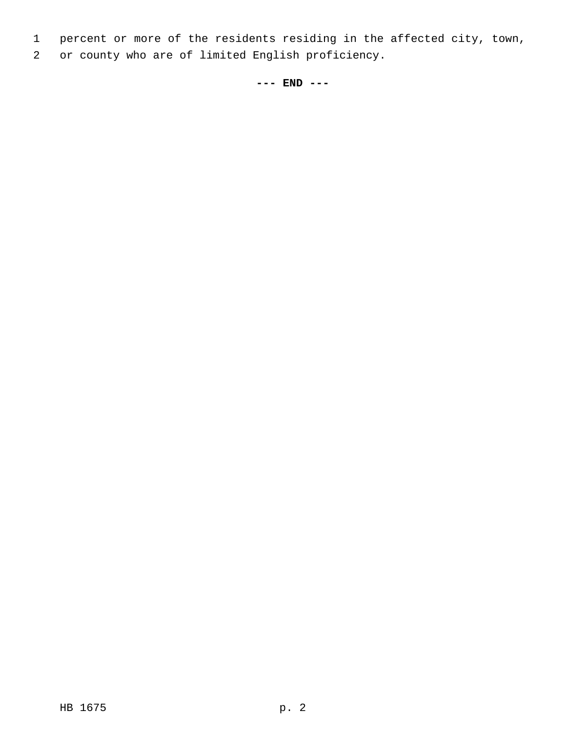percent or more of the residents residing in the affected city, town, or county who are of limited English proficiency.

**--- END ---**